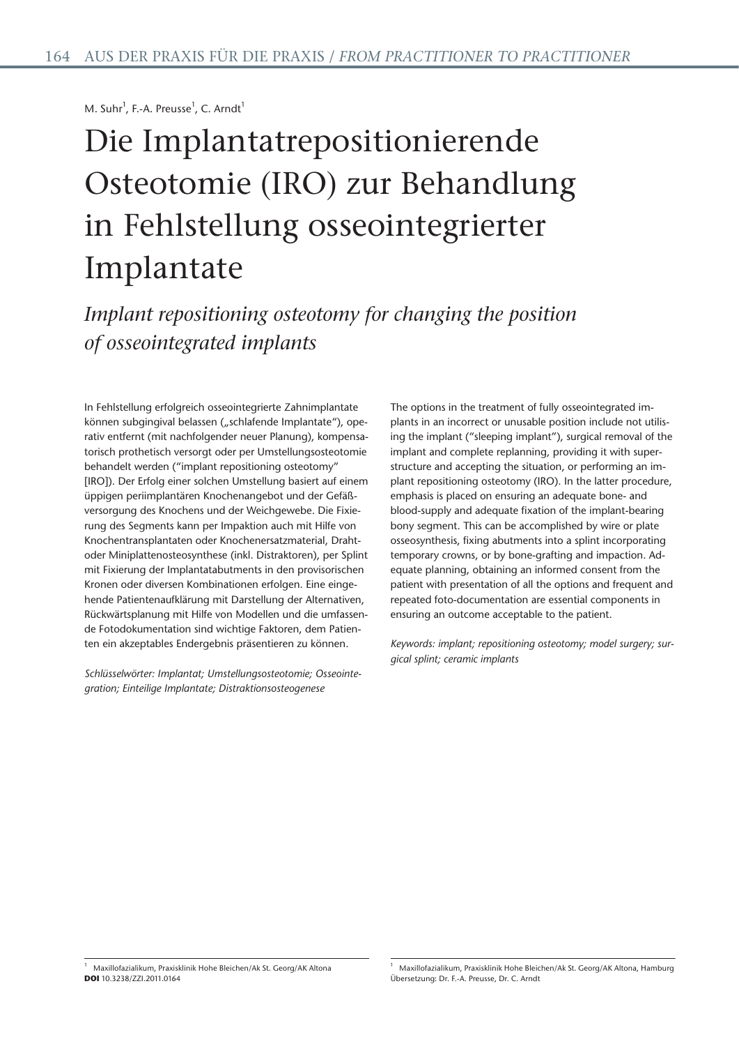M. Suhr[1], F.-A. Preusse[1], C. Arndt[1]

# Die Implantatrepositionierende Osteotomie (IRO) zur Behandlung in Fehlstellung osseointegrierter Implantate

## *Implant repositioning osteotomy for changing the position of osseointegrated implants*

In Fehlstellung erfolgreich osseointegrierte Zahnimplantate können subgingival belassen („schlafende Implantate“), operativ entfernt (mit nachfolgender neuer Planung), kompensatorisch prothetisch versorgt oder per Umstellungsosteotomie behandelt werden (“implant repositioning osteotomy” [IRO]). Der Erfolg einer solchen Umstellung basiert auf einem üppigen periimplantären Knochenangebot und der Gefäßversorgung des Knochens und der Weichgewebe. Die Fixierung des Segments kann per Impaktion auch mit Hilfe von Knochentransplantaten oder Knochenersatzmaterial, Draht- oder Miniplattenosteosynthese (inkl. Distraktoren), per Splint mit Fixierung der Implantatabutments in den provisorischen Kronen oder diversen Kombinationen erfolgen. Eine eingehende Patientenaufklärung mit Darstellung der Alternativen, Rückwärtsplanung mit Hilfe von Modellen und die umfassende Fotodokumentation sind wichtige Faktoren, dem Patienten ein akzeptables Endergebnis präsentieren zu können.

*Schlüsselwörter: Implantat; Umstellungsosteotomie; Osseointegration; Einteilige Implantate; Distraktionsosteogenese*

The options in the treatment of fully osseointegrated implants in an incorrect or unusable position include not utilising the implant (“sleeping implant”), surgical removal of the implant and complete replanning, providing it with superstructure and accepting the situation, or performing an implant repositioning osteotomy (IRO). In the latter procedure, emphasis is placed on ensuring an adequate bone- and blood-supply and adequate fixation of the implant-bearing bony segment. This can be accomplished by wire or plate osseosynthesis, fixing abutments into a splint incorporating temporary crowns, or by bone-grafting and impaction. Adequate planning, obtaining an informed consent from the patient with presentation of all the options and frequent and repeated foto-documentation are essential components in ensuring an outcome acceptable to the patient.

*Keywords: implant; repositioning osteotomy; model surgery; surgical splint; ceramic implants*

[1] Maxillofazialikum, Praxisklinik Hohe Bleichen/Ak St. Georg/AK Altona
**DOI** 10.3238/ZZI.2011.0164

[1] Maxillofazialikum, Praxisklinik Hohe Bleichen/Ak St. Georg/AK Altona, Hamburg
Übersetzung: Dr. F.-A. Preusse, Dr. C. Arndt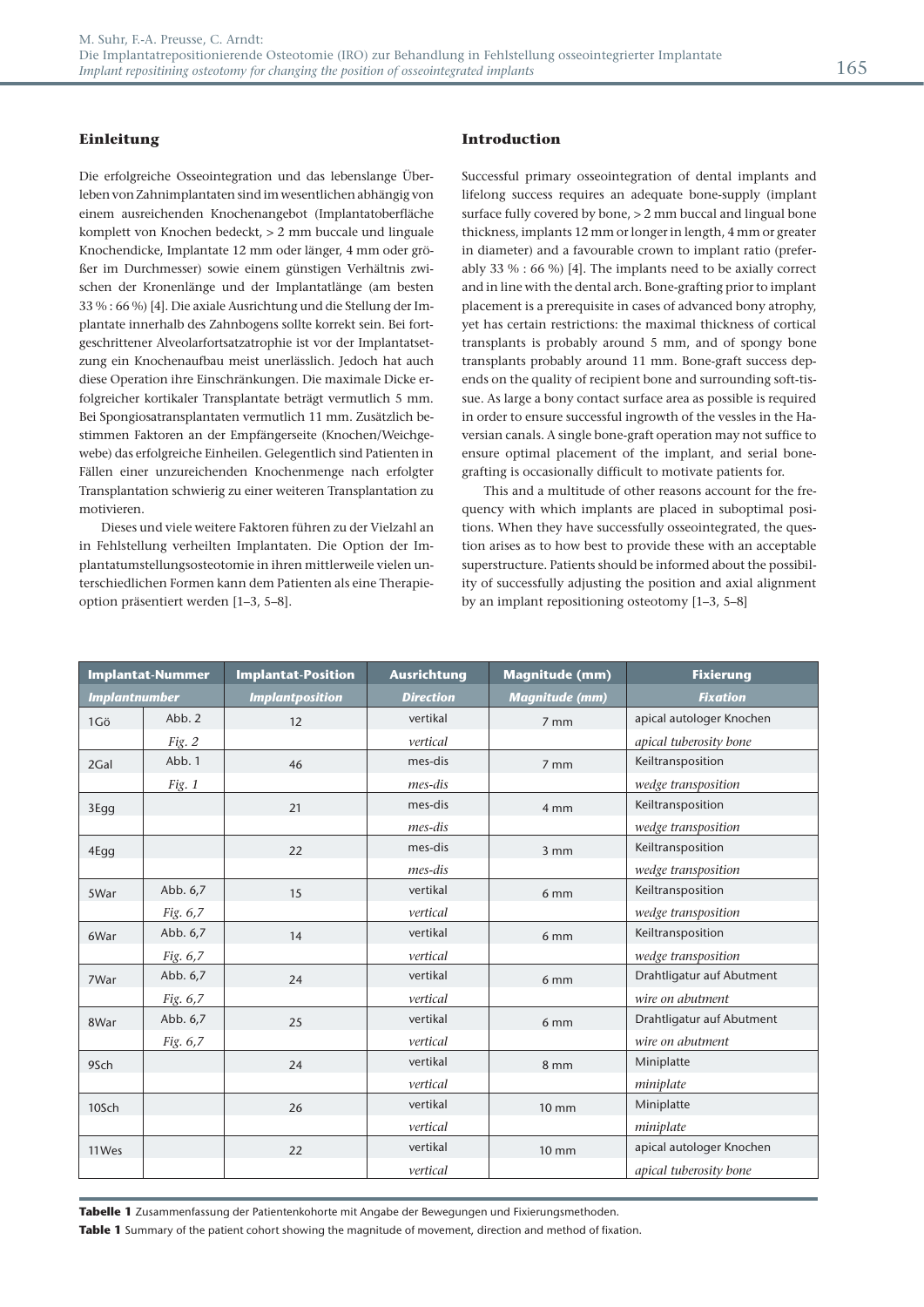## Einleitung

Die erfolgreiche Osseointegration und das lebenslange Überleben von Zahnimplantaten sind im wesentlichen abhängig von einem ausreichenden Knochenangebot (Implantatoberfläche komplett von Knochen bedeckt, > 2 mm buccale und linguale Knochendicke, Implantate 12 mm oder länger, 4 mm oder größer im Durchmesser) sowie einem günstigen Verhältnis zwischen der Kronenlänge und der Implantatlänge (am besten 33 % : 66 %) [4]. Die axiale Ausrichtung und die Stellung der Implantate innerhalb des Zahnbogens sollte korrekt sein. Bei fortgeschrittener Alveolarfortsatzatrophie ist vor der Implantatsetzung ein Knochenaufbau meist unerlässlich. Jedoch hat auch diese Operation ihre Einschränkungen. Die maximale Dicke erfolgreicher kortikaler Transplantate beträgt vermutlich 5 mm. Bei Spongiosatransplantaten vermutlich 11 mm. Zusätzlich bestimmen Faktoren an der Empfängerseite (Knochen/Weichgewebe) das erfolgreiche Einheilen. Gelegentlich sind Patienten in Fällen einer unzureichenden Knochenmenge nach erfolgter Transplantation schwierig zu einer weiteren Transplantation zu motivieren.

Dieses und viele weitere Faktoren führen zu der Vielzahl an in Fehlstellung verheilten Implantaten. Die Option der Implantatumstellungsosteotomie in ihren mittlerweile vielen unterschiedlichen Formen kann dem Patienten als eine Therapieoption präsentiert werden [1–3, 5–8].

## Introduction

Successful primary osseointegration of dental implants and lifelong success requires an adequate bone-supply (implant surface fully covered by bone, > 2 mm buccal and lingual bone thickness, implants 12 mm or longer in length, 4 mm or greater in diameter) and a favourable crown to implant ratio (preferably 33 % : 66 %) [4]. The implants need to be axially correct and in line with the dental arch. Bone-grafting prior to implant placement is a prerequisite in cases of advanced bony atrophy, yet has certain restrictions: the maximal thickness of cortical transplants is probably around 5 mm, and of spongy bone transplants probably around 11 mm. Bone-graft success depends on the quality of recipient bone and surrounding soft-tissue. As large a bony contact surface area as possible is required in order to ensure successful ingrowth of the vessles in the Haversian canals. A single bone-graft operation may not suffice to ensure optimal placement of the implant, and serial bone-grafting is occasionally difficult to motivate patients for.

This and a multitude of other reasons account for the frequency with which implants are placed in suboptimal positions. When they have successfully osseointegrated, the question arises as to how best to provide these with an acceptable superstructure. Patients should be informed about the possibility of successfully adjusting the position and axial alignment by an implant repositioning osteotomy [1–3, 5–8]

| Implantat-Nummer / *Implantnumber* | | Implantat-Position / *Implantposition* | Ausrichtung / *Direction* | Magnitude (mm) / *Magnitude (mm)* | Fixierung / *Fixation* |
|---|---|---|---|---|---|
| 1Gö | Abb. 2 / *Fig. 2* | 12 | vertikal / *vertical* | 7 mm | apical autologer Knochen / *apical tuberosity bone* |
| 2Gal | Abb. 1 / *Fig. 1* | 46 | mes-dis / *mes-dis* | 7 mm | Keiltransposition / *wedge transposition* |
| 3Egg | | 21 | mes-dis / *mes-dis* | 4 mm | Keiltransposition / *wedge transposition* |
| 4Egg | | 22 | mes-dis / *mes-dis* | 3 mm | Keiltransposition / *wedge transposition* |
| 5War | Abb. 6,7 / *Fig. 6,7* | 15 | vertikal / *vertical* | 6 mm | Keiltransposition / *wedge transposition* |
| 6War | Abb. 6,7 / *Fig. 6,7* | 14 | vertikal / *vertical* | 6 mm | Keiltransposition / *wedge transposition* |
| 7War | Abb. 6,7 / *Fig. 6,7* | 24 | vertikal / *vertical* | 6 mm | Drahtligatur auf Abutment / *wire on abutment* |
| 8War | Abb. 6,7 / *Fig. 6,7* | 25 | vertikal / *vertical* | 6 mm | Drahtligatur auf Abutment / *wire on abutment* |
| 9Sch | | 24 | vertikal / *vertical* | 8 mm | Miniplatte / *miniplate* |
| 10Sch | | 26 | vertikal / *vertical* | 10 mm | Miniplatte / *miniplate* |
| 11Wes | | 22 | vertikal / *vertical* | 10 mm | apical autologer Knochen / *apical tuberosity bone* |

**Tabelle 1** Zusammenfassung der Patientenkohorte mit Angabe der Bewegungen und Fixierungsmethoden.

**Table 1** Summary of the patient cohort showing the magnitude of movement, direction and method of fixation.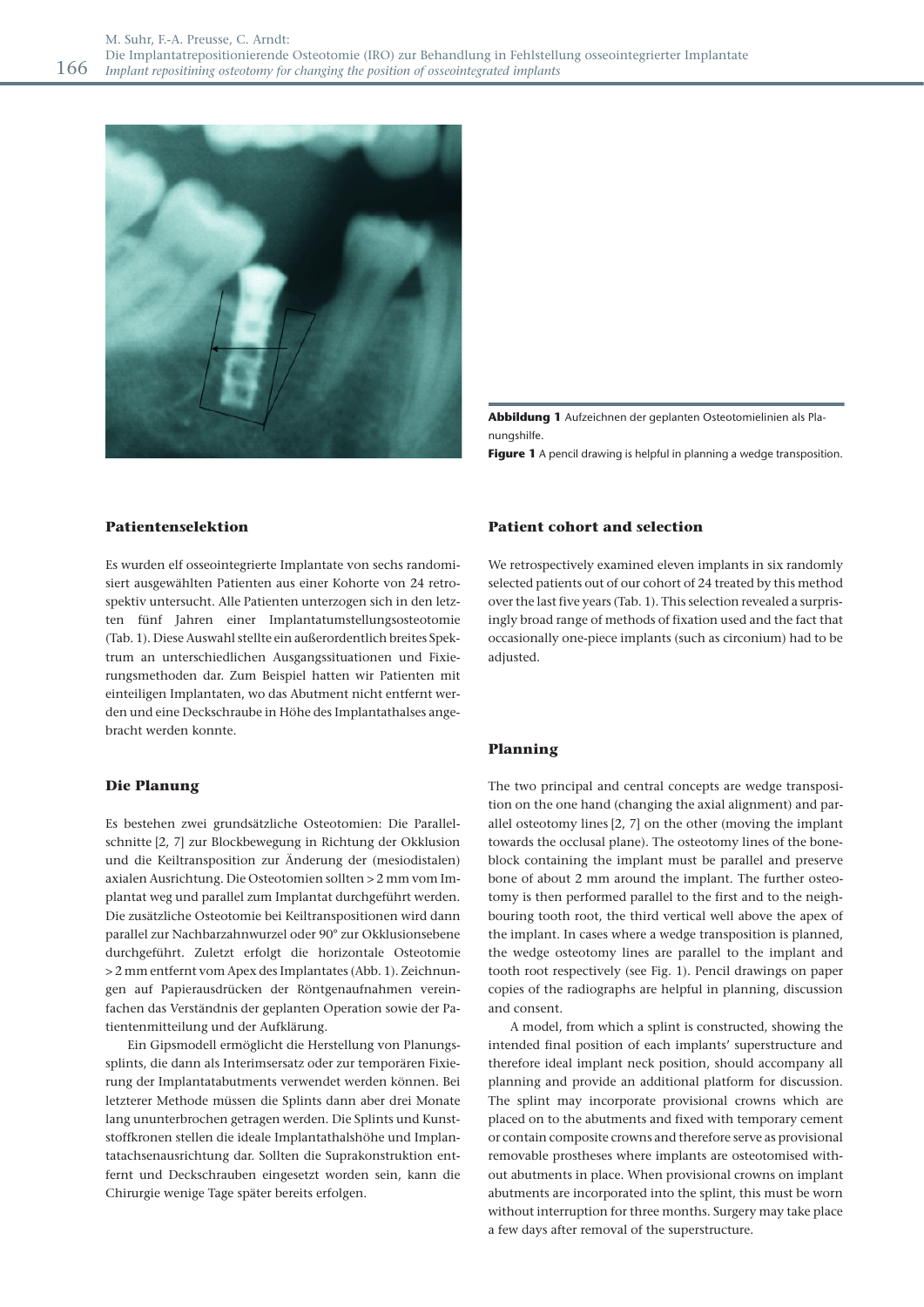**Abbildung 1** Aufzeichnen der geplanten Osteotomielinien als Planungshilfe.

**Figure 1** A pencil drawing is helpful in planning a wedge transposition.

### Patientenselektion

Es wurden elf osseointegrierte Implantate von sechs randomisiert ausgewählten Patienten aus einer Kohorte von 24 retrospektiv untersucht. Alle Patienten unterzogen sich in den letzten fünf Jahren einer Implantatumstellungsosteotomie (Tab. 1). Diese Auswahl stellte ein außerordentlich breites Spektrum an unterschiedlichen Ausgangssituationen und Fixierungsmethoden dar. Zum Beispiel hatten wir Patienten mit einteiligen Implantaten, wo das Abutment nicht entfernt werden und eine Deckschraube in Höhe des Implantathalses angebracht werden konnte.

### Die Planung

Es bestehen zwei grundsätzliche Osteotomien: Die Parallelschnitte [2, 7] zur Blockbewegung in Richtung der Okklusion und die Keiltransposition zur Änderung der (mesiodistalen) axialen Ausrichtung. Die Osteotomien sollten > 2 mm vom Implantat weg und parallel zum Implantat durchgeführt werden. Die zusätzliche Osteotomie bei Keiltranspositionen wird dann parallel zur Nachbarzahnwurzel oder 90° zur Okklusionsebene durchgeführt. Zuletzt erfolgt die horizontale Osteotomie > 2 mm entfernt vom Apex des Implantates (Abb. 1). Zeichnungen auf Papierausdrücken der Röntgenaufnahmen vereinfachen das Verständnis der geplanten Operation sowie der Patientenmitteilung und der Aufklärung.

Ein Gipsmodell ermöglicht die Herstellung von Planungssplints, die dann als Interimsersatz oder zur temporären Fixierung der Implantatabutments verwendet werden können. Bei letzterer Methode müssen die Splints dann aber drei Monate lang ununterbrochen getragen werden. Die Splints und Kunststoffkronen stellen die ideale Implantathalshöhe und Implantatachsenausrichtung dar. Sollten die Suprakonstruktion entfernt und Deckschrauben eingesetzt worden sein, kann die Chirurgie wenige Tage später bereits erfolgen.

### Patient cohort and selection

We retrospectively examined eleven implants in six randomly selected patients out of our cohort of 24 treated by this method over the last five years (Tab. 1). This selection revealed a surprisingly broad range of methods of fixation used and the fact that occasionally one-piece implants (such as circonium) had to be adjusted.

### Planning

The two principal and central concepts are wedge transposition on the one hand (changing the axial alignment) and parallel osteotomy lines [2, 7] on the other (moving the implant towards the occlusal plane). The osteotomy lines of the boneblock containing the implant must be parallel and preserve bone of about 2 mm around the implant. The further osteotomy is then performed parallel to the first and to the neighbouring tooth root, the third vertical well above the apex of the implant. In cases where a wedge transposition is planned, the wedge osteotomy lines are parallel to the implant and tooth root respectively (see Fig. 1). Pencil drawings on paper copies of the radiographs are helpful in planning, discussion and consent.

A model, from which a splint is constructed, showing the intended final position of each implants' superstructure and therefore ideal implant neck position, should accompany all planning and provide an additional platform for discussion. The splint may incorporate provisional crowns which are placed on to the abutments and fixed with temporary cement or contain composite crowns and therefore serve as provisional removable prostheses where implants are osteotomised without abutments in place. When provisional crowns on implant abutments are incorporated into the splint, this must be worn without interruption for three months. Surgery may take place a few days after removal of the superstructure.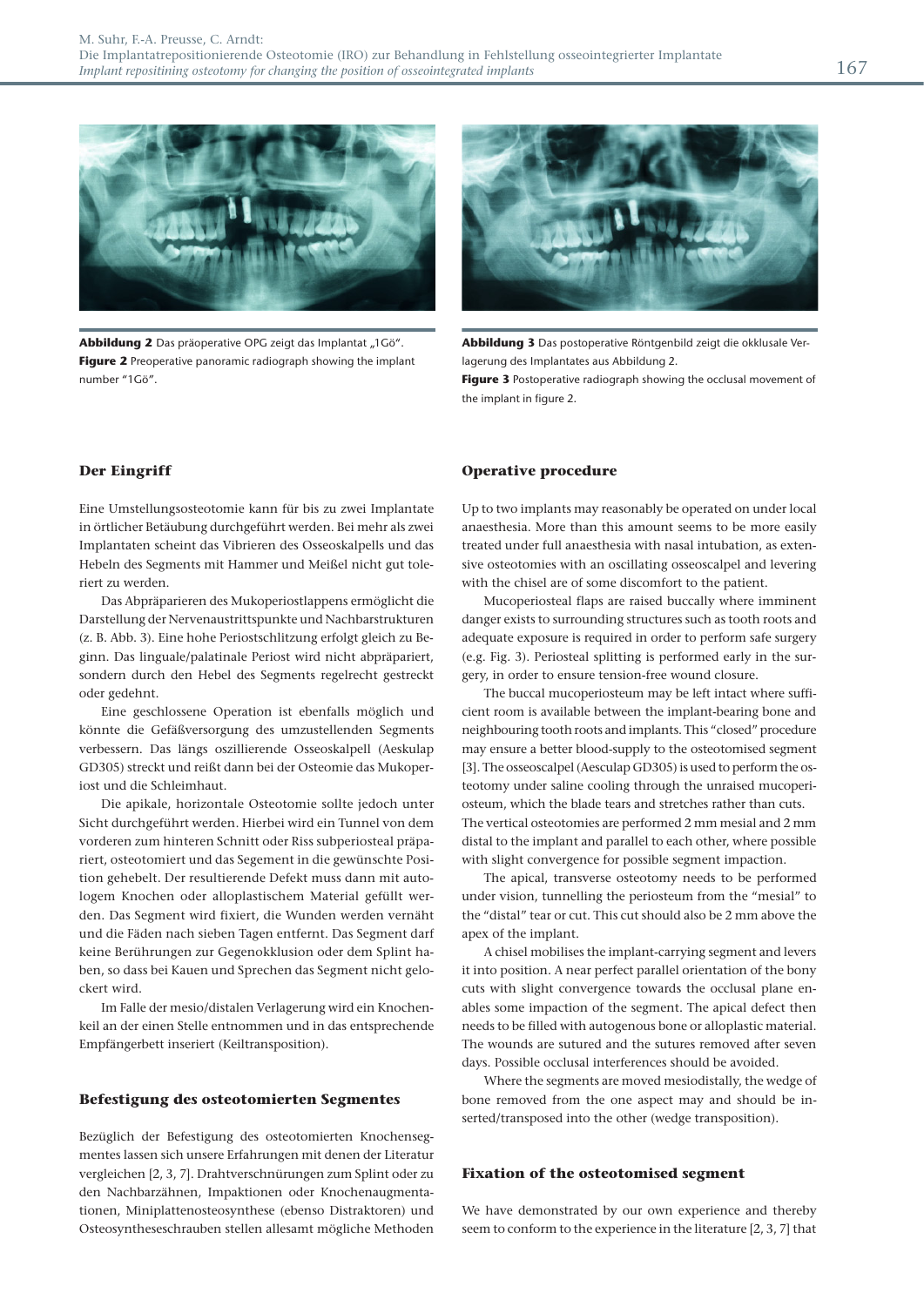**Abbildung 2** Das präoperative OPG zeigt das Implantat „1Gö".
**Figure 2** Preoperative panoramic radiograph showing the implant number "1Gö".

**Abbildung 3** Das postoperative Röntgenbild zeigt die okklusale Verlagerung des Implantates aus Abbildung 2.
**Figure 3** Postoperative radiograph showing the occlusal movement of the implant in figure 2.

## Der Eingriff

Eine Umstellungsosteotomie kann für bis zu zwei Implantate in örtlicher Betäubung durchgeführt werden. Bei mehr als zwei Implantaten scheint das Vibrieren des Osseoskalpells und das Hebeln des Segments mit Hammer und Meißel nicht gut toleriert zu werden.

Das Abpräparieren des Mukoperiostlappens ermöglicht die Darstellung der Nervenaustrittspunkte und Nachbarstrukturen (z. B. Abb. 3). Eine hohe Periostschlitzung erfolgt gleich zu Beginn. Das linguale/palatinale Periost wird nicht abpräpariert, sondern durch den Hebel des Segments regelrecht gestreckt oder gedehnt.

Eine geschlossene Operation ist ebenfalls möglich und könnte die Gefäßversorgung des umzustellenden Segments verbessern. Das längs oszillierende Osseoskalpell (Aeskulap GD305) streckt und reißt dann bei der Osteomie das Mukoperiost und die Schleimhaut.

Die apikale, horizontale Osteotomie sollte jedoch unter Sicht durchgeführt werden. Hierbei wird ein Tunnel von dem vorderen zum hinteren Schnitt oder Riss subperiosteal präpariert, osteotomiert und das Segment in die gewünschte Position gehebelt. Der resultierende Defekt muss dann mit autologem Knochen oder alloplastischem Material gefüllt werden. Das Segment wird fixiert, die Wunden werden vernäht und die Fäden nach sieben Tagen entfernt. Das Segment darf keine Berührungen zur Gegenokklusion oder dem Splint haben, so dass bei Kauen und Sprechen das Segment nicht gelockert wird.

Im Falle der mesio/distalen Verlagerung wird ein Knochenkeil an der einen Stelle entnommen und in das entsprechende Empfängerbett inseriert (Keiltransposition).

## Befestigung des osteotomierten Segmentes

Bezüglich der Befestigung des osteotomierten Knochensegmentes lassen sich unsere Erfahrungen mit denen der Literatur vergleichen [2, 3, 7]. Drahtverschnürungen zum Splint oder zu den Nachbarzähnen, Impaktionen oder Knochenaugmentationen, Miniplattenosteosynthese (ebenso Distraktoren) und Osteosyntheseschrauben stellen allesamt mögliche Methoden

## Operative procedure

Up to two implants may reasonably be operated on under local anaesthesia. More than this amount seems to be more easily treated under full anaesthesia with nasal intubation, as extensive osteotomies with an oscillating osseoscalpel and levering with the chisel are of some discomfort to the patient.

Mucoperiosteal flaps are raised buccally where imminent danger exists to surrounding structures such as tooth roots and adequate exposure is required in order to perform safe surgery (e.g. Fig. 3). Periosteal splitting is performed early in the surgery, in order to ensure tension-free wound closure.

The buccal mucoperiosteum may be left intact where sufficient room is available between the implant-bearing bone and neighbouring tooth roots and implants. This "closed" procedure may ensure a better blood-supply to the osteotomised segment [3]. The osseoscalpel (Aesculap GD305) is used to perform the osteotomy under saline cooling through the unraised mucoperiosteum, which the blade tears and stretches rather than cuts. The vertical osteotomies are performed 2 mm mesial and 2 mm distal to the implant and parallel to each other, where possible with slight convergence for possible segment impaction.

The apical, transverse osteotomy needs to be performed under vision, tunnelling the periosteum from the "mesial" to the "distal" tear or cut. This cut should also be 2 mm above the apex of the implant.

A chisel mobilises the implant-carrying segment and levers it into position. A near perfect parallel orientation of the bony cuts with slight convergence towards the occlusal plane enables some impaction of the segment. The apical defect then needs to be filled with autogenous bone or alloplastic material. The wounds are sutured and the sutures removed after seven days. Possible occlusal interferences should be avoided.

Where the segments are moved mesiodistally, the wedge of bone removed from the one aspect may and should be inserted/transposed into the other (wedge transposition).

## Fixation of the osteotomised segment

We have demonstrated by our own experience and thereby seem to conform to the experience in the literature [2, 3, 7] that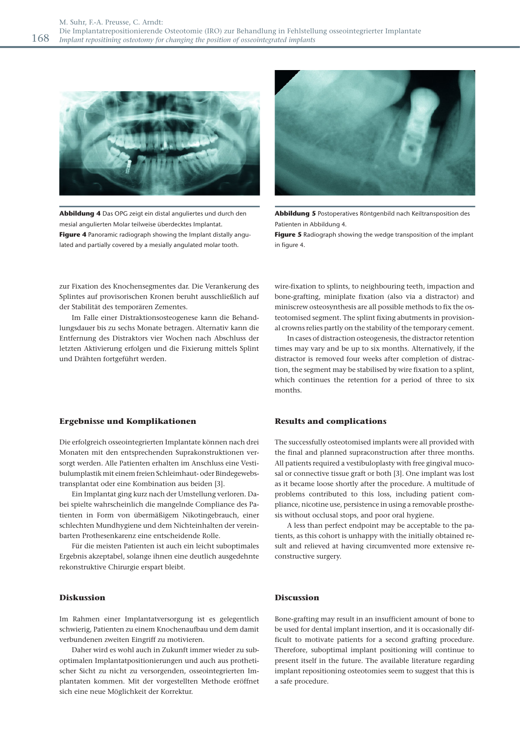**Abbildung 4** Das OPG zeigt ein distal anguliertes und durch den mesial angulierten Molar teilweise überdecktes Implantat.

**Figure 4** Panoramic radiograph showing the Implant distally angulated and partially covered by a mesially angulated molar tooth.

**Abbildung 5** Postoperatives Röntgenbild nach Keiltransposition des Patienten in Abbildung 4.

**Figure 5** Radiograph showing the wedge transposition of the implant in figure 4.

zur Fixation des Knochensegmentes dar. Die Verankerung des Splintes auf provisorischen Kronen beruht ausschließlich auf der Stabilität des temporären Zementes.

Im Falle einer Distraktionsosteogenese kann die Behandlungsdauer bis zu sechs Monate betragen. Alternativ kann die Entfernung des Distraktors vier Wochen nach Abschluss der letzten Aktivierung erfolgen und die Fixierung mittels Splint und Drähten fortgeführt werden.

## Ergebnisse und Komplikationen

Die erfolgreich osseointegrierten Implantate können nach drei Monaten mit den entsprechenden Suprakonstruktionen versorgt werden. Alle Patienten erhalten im Anschluss eine Vestibulumplastik mit einem freien Schleimhaut- oder Bindegewebstransplantat oder eine Kombination aus beiden [3].

Ein Implantat ging kurz nach der Umstellung verloren. Dabei spielte wahrscheinlich die mangelnde Compliance des Patienten in Form von übermäßigem Nikotingebrauch, einer schlechten Mundhygiene und dem Nichteinhalten der vereinbarten Prothesenkarenz eine entscheidende Rolle.

Für die meisten Patienten ist auch ein leicht suboptimales Ergebnis akzeptabel, solange ihnen eine deutlich ausgedehnte rekonstruktive Chirurgie erspart bleibt.

## Diskussion

Im Rahmen einer Implantatversorgung ist es gelegentlich schwierig, Patienten zu einem Knochenaufbau und dem damit verbundenen zweiten Eingriff zu motivieren.

Daher wird es wohl auch in Zukunft immer wieder zu suboptimalen Implantatpositionierungen und auch aus prothetischer Sicht zu nicht zu versorgenden, osseointegrierten Implantaten kommen. Mit der vorgestellten Methode eröffnet sich eine neue Möglichkeit der Korrektur.

wire-fixation to splints, to neighbouring teeth, impaction and bone-grafting, miniplate fixation (also via a distractor) and miniscrew osteosynthesis are all possible methods to fix the osteotomised segment. The splint fixing abutments in provisional crowns relies partly on the stability of the temporary cement.

In cases of distraction osteogenesis, the distractor retention times may vary and be up to six months. Alternatively, if the distractor is removed four weeks after completion of distraction, the segment may be stabilised by wire fixation to a splint, which continues the retention for a period of three to six months.

## Results and complications

The successfully osteotomised implants were all provided with the final and planned supraconstruction after three months. All patients required a vestibuloplasty with free gingival mucosal or connective tissue graft or both [3]. One implant was lost as it became loose shortly after the procedure. A multitude of problems contributed to this loss, including patient compliance, nicotine use, persistence in using a removable prosthesis without occlusal stops, and poor oral hygiene.

A less than perfect endpoint may be acceptable to the patients, as this cohort is unhappy with the initially obtained result and relieved at having circumvented more extensive reconstructive surgery.

## Discussion

Bone-grafting may result in an insufficient amount of bone to be used for dental implant insertion, and it is occasionally difficult to motivate patients for a second grafting procedure. Therefore, suboptimal implant positioning will continue to present itself in the future. The available literature regarding implant repositioning osteotomies seem to suggest that this is a safe procedure.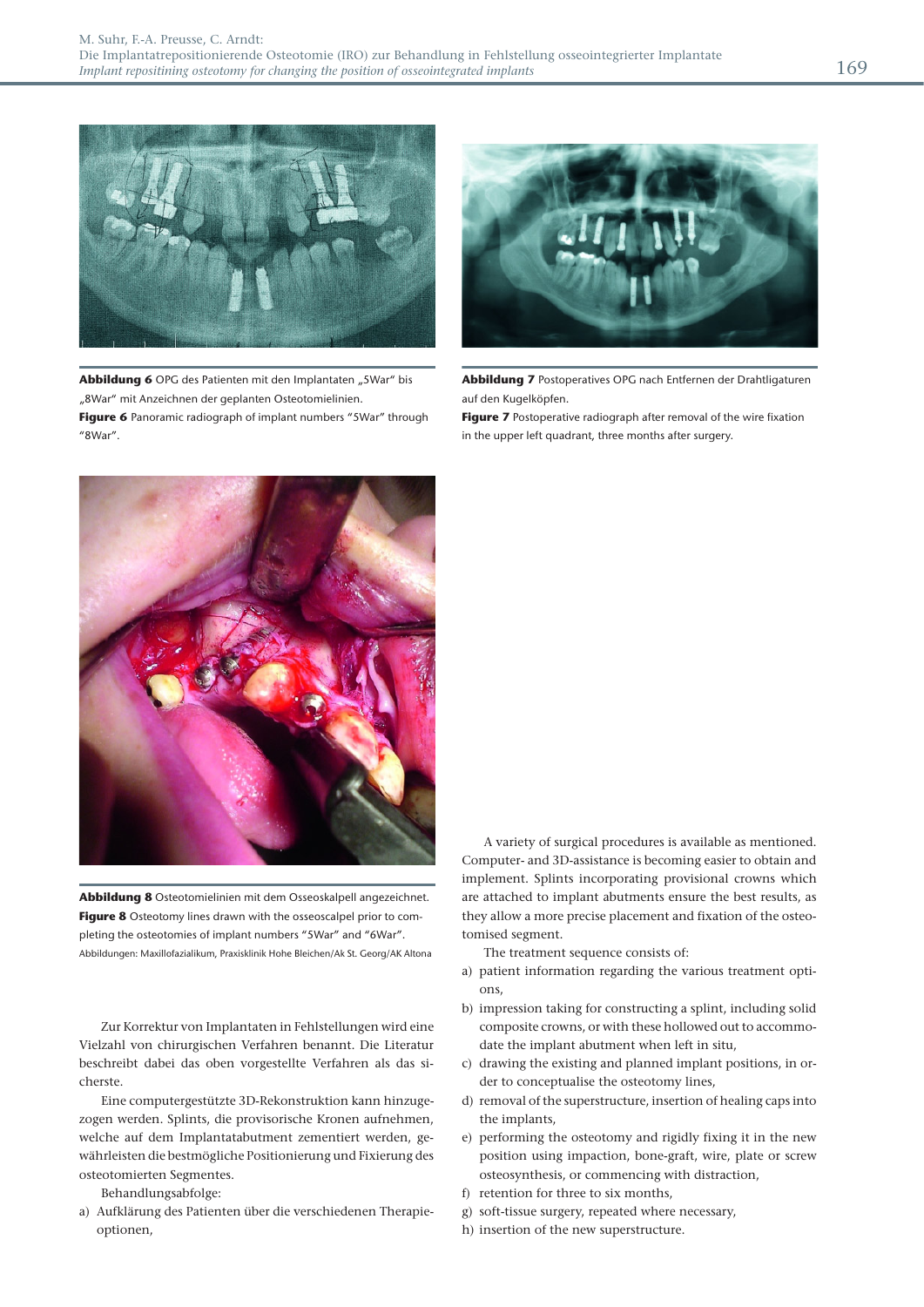**Abbildung 6** OPG des Patienten mit den Implantaten „5War" bis „8War" mit Anzeichnen der geplanten Osteotomielinien.
**Figure 6** Panoramic radiograph of implant numbers "5War" through "8War".

**Abbildung 7** Postoperatives OPG nach Entfernen der Drahtligaturen auf den Kugelköpfen.
**Figure 7** Postoperative radiograph after removal of the wire fixation in the upper left quadrant, three months after surgery.

**Abbildung 8** Osteotomielinien mit dem Osseoskalpell angezeichnet.
**Figure 8** Osteotomy lines drawn with the osseoscalpel prior to completing the osteotomies of implant numbers "5War" and "6War".
Abbildungen: Maxillofazialikum, Praxisklinik Hohe Bleichen/Ak St. Georg/AK Altona

Zur Korrektur von Implantaten in Fehlstellungen wird eine Vielzahl von chirurgischen Verfahren benannt. Die Literatur beschreibt dabei das oben vorgestellte Verfahren als das sicherste.

Eine computergestützte 3D-Rekonstruktion kann hinzugezogen werden. Splints, die provisorische Kronen aufnehmen, welche auf dem Implantatabutment zementiert werden, gewährleisten die bestmögliche Positionierung und Fixierung des osteotomierten Segmentes.

Behandlungsabfolge:

a) Aufklärung des Patienten über die verschiedenen Therapieoptionen,

A variety of surgical procedures is available as mentioned. Computer- and 3D-assistance is becoming easier to obtain and implement. Splints incorporating provisional crowns which are attached to implant abutments ensure the best results, as they allow a more precise placement and fixation of the osteotomised segment.

The treatment sequence consists of:

a) patient information regarding the various treatment options,
b) impression taking for constructing a splint, including solid composite crowns, or with these hollowed out to accommodate the implant abutment when left in situ,
c) drawing the existing and planned implant positions, in order to conceptualise the osteotomy lines,
d) removal of the superstructure, insertion of healing caps into the implants,
e) performing the osteotomy and rigidly fixing it in the new position using impaction, bone-graft, wire, plate or screw osteosynthesis, or commencing with distraction,
f) retention for three to six months,
g) soft-tissue surgery, repeated where necessary,
h) insertion of the new superstructure.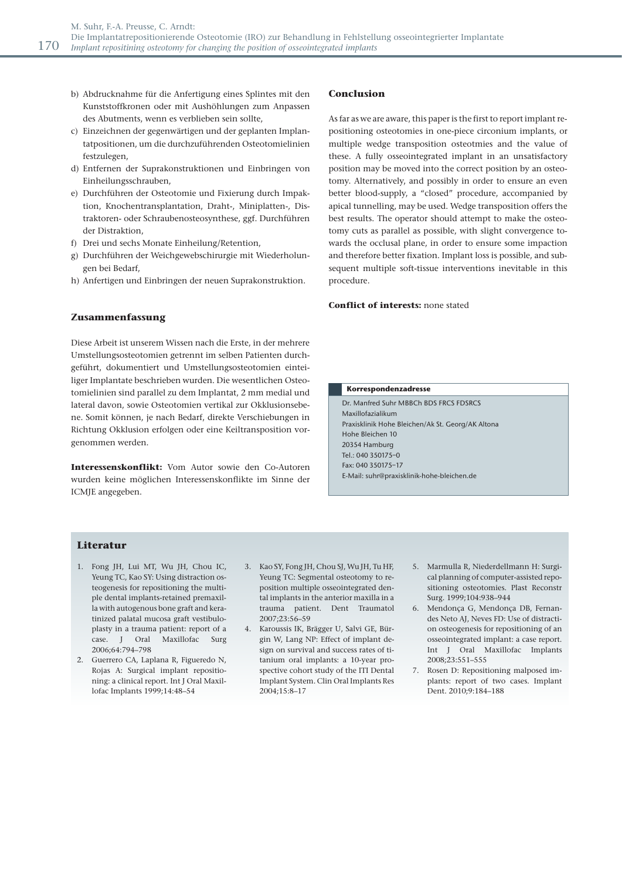b) Abdrucknahme für die Anfertigung eines Splintes mit den Kunststoffkronen oder mit Aushöhlungen zum Anpassen des Abutments, wenn es verblieben sein sollte,
c) Einzeichnen der gegenwärtigen und der geplanten Implantatpositionen, um die durchzuführenden Osteotomielinien festzulegen,
d) Entfernen der Suprakonstruktionen und Einbringen von Einheilungsschrauben,
e) Durchführen der Osteotomie und Fixierung durch Impaktion, Knochentransplantation, Draht-, Miniplatten-, Distraktoren- oder Schraubenosteosynthese, ggf. Durchführen der Distraktion,
f) Drei und sechs Monate Einheilung/Retention,
g) Durchführen der Weichgewebschirurgie mit Wiederholungen bei Bedarf,
h) Anfertigen und Einbringen der neuen Suprakonstruktion.

## Zusammenfassung

Diese Arbeit ist unserem Wissen nach die Erste, in der mehrere Umstellungsosteotomien getrennt im selben Patienten durchgeführt, dokumentiert und Umstellungsosteotomien einteiliger Implantate beschrieben wurden. Die wesentlichen Osteotomielinien sind parallel zu dem Implantat, 2 mm medial und lateral davon, sowie Osteotomien vertikal zur Okklusionsebene. Somit können, je nach Bedarf, direkte Verschiebungen in Richtung Okklusion erfolgen oder eine Keiltransposition vorgenommen werden.

**Interessenskonflikt:** Vom Autor sowie den Co-Autoren wurden keine möglichen Interessenskonflikte im Sinne der ICMJE angegeben.

## Conclusion

As far as we are aware, this paper is the first to report implant repositioning osteotomies in one-piece circonium implants, or multiple wedge transposition osteotmies and the value of these. A fully osseointegrated implant in an unsatisfactory position may be moved into the correct position by an osteotomy. Alternatively, and possibly in order to ensure an even better blood-supply, a "closed" procedure, accompanied by apical tunnelling, may be used. Wedge transposition offers the best results. The operator should attempt to make the osteotomy cuts as parallel as possible, with slight convergence towards the occlusal plane, in order to ensure some impaction and therefore better fixation. Implant loss is possible, and subsequent multiple soft-tissue interventions inevitable in this procedure.

**Conflict of interests:** none stated

**Korrespondenzadresse**

Dr. Manfred Suhr MBBCh BDS FRCS FDSRCS
Maxillofazialikum
Praxisklinik Hohe Bleichen/Ak St. Georg/AK Altona
Hohe Bleichen 10
20354 Hamburg
Tel.: 040 350175–0
Fax: 040 350175–17
E-Mail: suhr@praxisklinik-hohe-bleichen.de

## Literatur

1. Fong JH, Lui MT, Wu JH, Chou IC, Yeung TC, Kao SY: Using distraction osteogenesis for repositioning the multiple dental implants-retained premaxilla with autogenous bone graft and keratinized palatal mucosa graft vestibuloplasty in a trauma patient: report of a case. J Oral Maxillofac Surg 2006;64:794–798
2. Guerrero CA, Laplana R, Figueredo N, Rojas A: Surgical implant repositioning: a clinical report. Int J Oral Maxillofac Implants 1999;14:48–54
3. Kao SY, Fong JH, Chou SJ, Wu JH, Tu HF, Yeung TC: Segmental osteotomy to reposition multiple osseointegrated dental implants in the anterior maxilla in a trauma patient. Dent Traumatol 2007;23:56–59
4. Karoussis IK, Brägger U, Salvi GE, Bürgin W, Lang NP: Effect of implant design on survival and success rates of titanium oral implants: a 10-year prospective cohort study of the ITI Dental Implant System. Clin Oral Implants Res 2004;15:8–17
5. Marmulla R, Niederdellmann H: Surgical planning of computer-assisted repositioning osteotomies. Plast Reconstr Surg. 1999;104:938–944
6. Mendonça G, Mendonça DB, Fernandes Neto AJ, Neves FD: Use of distraction osteogenesis for repositioning of an osseointegrated implant: a case report. Int J Oral Maxillofac Implants 2008;23:551–555
7. Rosen D: Repositioning malposed implants: report of two cases. Implant Dent. 2010;9:184–188